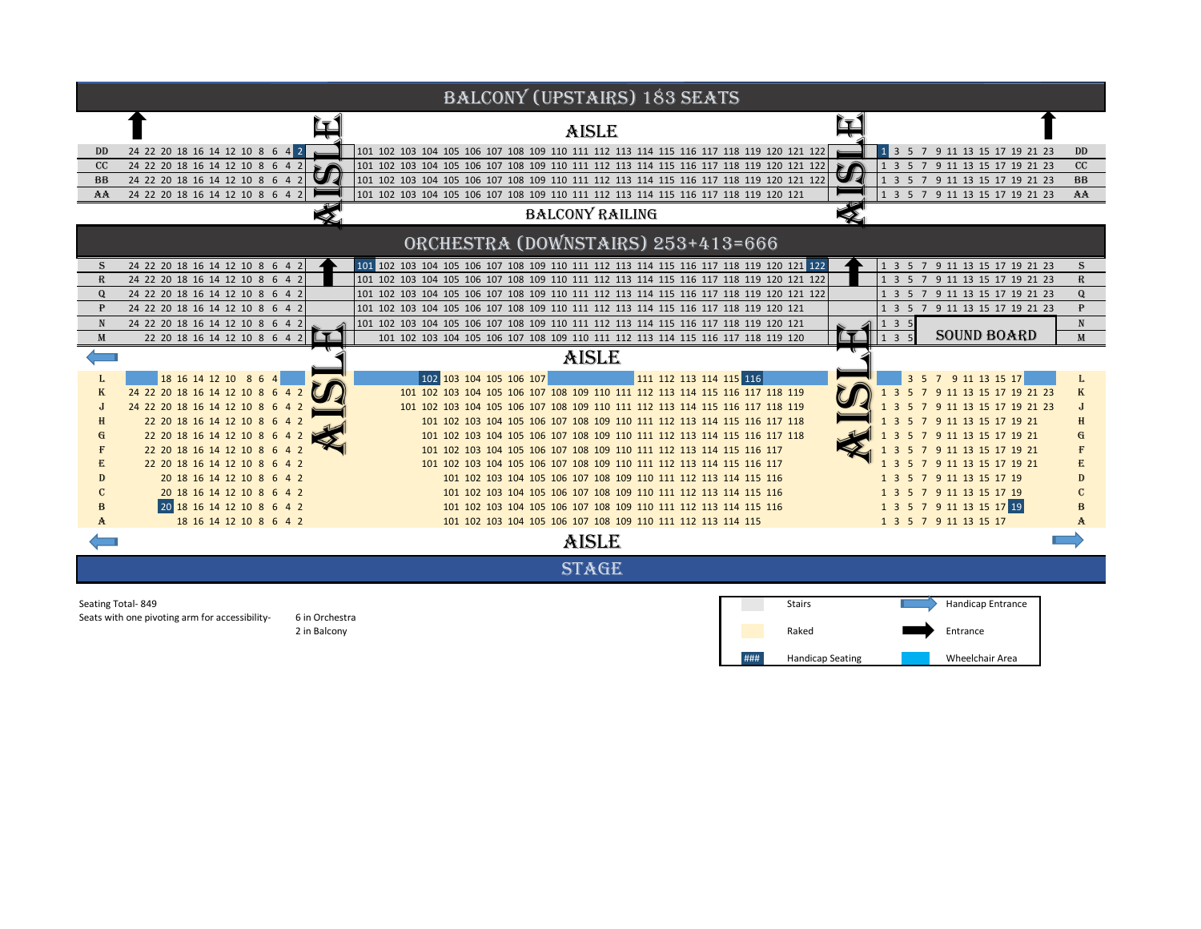# BALCONY (UPSTAIRS) 183 SEATS

| Row | Left Section | | Center Section (AISLE) | | Right Section | Row |
|---|---|---|---|---|---|---|
| DD | 24 22 20 18 16 14 12 10 8 6 4 2 | AISLE | 101 102 103 104 105 106 107 108 109 110 111 112 113 114 115 116 117 118 119 120 121 122 | AISLE | 1 3 5 7 9 11 13 15 17 19 21 23 | DD |
| CC | 24 22 20 18 16 14 12 10 8 6 4 2 | | 101 102 103 104 105 106 107 108 109 110 111 112 113 114 115 116 117 118 119 120 121 122 | | 1 3 5 7 9 11 13 15 17 19 21 23 | CC |
| BB | 24 22 20 18 16 14 12 10 8 6 4 2 | | 101 102 103 104 105 106 107 108 109 110 111 112 113 114 115 116 117 118 119 120 121 122 | | 1 3 5 7 9 11 13 15 17 19 21 23 | BB |
| AA | 24 22 20 18 16 14 12 10 8 6 4 2 | | 101 102 103 104 105 106 107 108 109 110 111 112 113 114 115 116 117 118 119 120 121 | | 1 3 5 7 9 11 13 15 17 19 21 23 | AA |

BALCONY RAILING

# ORCHESTRA (DOWNSTAIRS) 253+413=666

| Row | Left Section | | Center Section | | Right Section | Row |
|---|---|---|---|---|---|---|
| S | 24 22 20 18 16 14 12 10 8 6 4 2 | | 101 102 103 104 105 106 107 108 109 110 111 112 113 114 115 116 117 118 119 120 121 122 | | 1 3 5 7 9 11 13 15 17 19 21 23 | S |
| R | 24 22 20 18 16 14 12 10 8 6 4 2 | | 101 102 103 104 105 106 107 108 109 110 111 112 113 114 115 116 117 118 119 120 121 122 | | 1 3 5 7 9 11 13 15 17 19 21 23 | R |
| Q | 24 22 20 18 16 14 12 10 8 6 4 2 | | 101 102 103 104 105 106 107 108 109 110 111 112 113 114 115 116 117 118 119 120 121 122 | | 1 3 5 7 9 11 13 15 17 19 21 23 | Q |
| P | 24 22 20 18 16 14 12 10 8 6 4 2 | | 101 102 103 104 105 106 107 108 109 110 111 112 113 114 115 116 117 118 119 120 121 | | 1 3 5 7 9 11 13 15 17 19 21 23 | P |
| N | 24 22 20 18 16 14 12 10 8 6 4 2 | AISLE | 101 102 103 104 105 106 107 108 109 110 111 112 113 114 115 116 117 118 119 120 121 | AISLE | 1 3 5 SOUND BOARD | N |
| M | 22 20 18 16 14 12 10 8 6 4 2 | | 101 102 103 104 105 106 107 108 109 110 111 112 113 114 115 116 117 118 119 120 | | 1 3 5 | M |
| | | | AISLE | | | |
| L | 18 16 14 12 10 8 6 4 | | 102 103 104 105 106 107 111 112 113 114 115 116 | | 3 5 7 9 11 13 15 17 | L |
| K | 24 22 20 18 16 14 12 10 8 6 4 2 | | 101 102 103 104 105 106 107 108 109 110 111 112 113 114 115 116 117 118 119 | | 1 3 5 7 9 11 13 15 17 19 21 23 | K |
| J | 24 22 20 18 16 14 12 10 8 6 4 2 | | 101 102 103 104 105 106 107 108 109 110 111 112 113 114 115 116 117 118 119 | | 1 3 5 7 9 11 13 15 17 19 21 23 | J |
| H | 22 20 18 16 14 12 10 8 6 4 2 | | 101 102 103 104 105 106 107 108 109 110 111 112 113 114 115 116 117 118 | | 1 3 5 7 9 11 13 15 17 19 21 | H |
| G | 22 20 18 16 14 12 10 8 6 4 2 | | 101 102 103 104 105 106 107 108 109 110 111 112 113 114 115 116 117 118 | | 1 3 5 7 9 11 13 15 17 19 21 | G |
| F | 22 20 18 16 14 12 10 8 6 4 2 | | 101 102 103 104 105 106 107 108 109 110 111 112 113 114 115 116 117 | | 1 3 5 7 9 11 13 15 17 19 21 | F |
| E | 22 20 18 16 14 12 10 8 6 4 2 | | 101 102 103 104 105 106 107 108 109 110 111 112 113 114 115 116 117 | | 1 3 5 7 9 11 13 15 17 19 21 | E |
| D | 20 18 16 14 12 10 8 6 4 2 | | 101 102 103 104 105 106 107 108 109 110 111 112 113 114 115 116 | | 1 3 5 7 9 11 13 15 17 19 | D |
| C | 20 18 16 14 12 10 8 6 4 2 | | 101 102 103 104 105 106 107 108 109 110 111 112 113 114 115 116 | | 1 3 5 7 9 11 13 15 17 19 | C |
| B | 20 18 16 14 12 10 8 6 4 2 | | 101 102 103 104 105 106 107 108 109 110 111 112 113 114 115 116 | | 1 3 5 7 9 11 13 15 17 19 | B |
| A | 18 16 14 12 10 8 6 4 2 | | 101 102 103 104 105 106 107 108 109 110 111 112 113 114 115 | | 1 3 5 7 9 11 13 15 17 | A |

AISLE

STAGE

Seating Total- 849

Seats with one pivoting arm for accessibility- 6 in Orchestra, 2 in Balcony

| Legend | | Legend | |
|---|---|---|---|
| | Stairs | | Handicap Entrance |
| | Raked | | Entrance |
| ### | Handicap Seating | | Wheelchair Area |